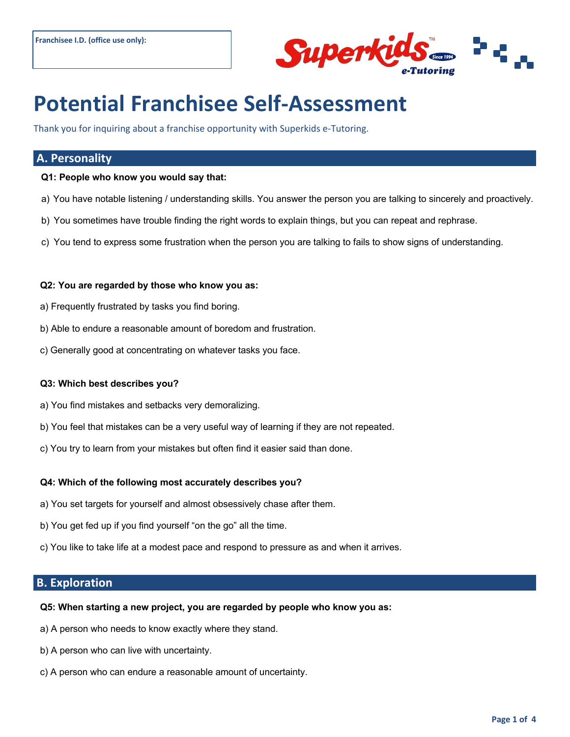**Franchisee I.D. (office use only):**

# Potential Franchisee Self-Assessment

Thank you for inquiring about a franchise opportunity with Superkids e-Tutoring.

## A. Personality

**Q1: People who know you would say that:**

a) You have notable listening / understanding skills. You answer the person you are talking to sincerely and proactively.

b) You sometimes have trouble finding the right words to explain things, but you can repeat and rephrase.

c) You tend to express some frustration when the person you are talking to fails to show signs of understanding.

**Q2: You are regarded by those who know you as:**

a) Frequently frustrated by tasks you find boring.

b) Able to endure a reasonable amount of boredom and frustration.

c) Generally good at concentrating on whatever tasks you face.

**Q3: Which best describes you?**

a) You find mistakes and setbacks very demoralizing.

b) You feel that mistakes can be a very useful way of learning if they are not repeated.

c) You try to learn from your mistakes but often find it easier said than done.

**Q4: Which of the following most accurately describes you?**

a) You set targets for yourself and almost obsessively chase after them.

b) You get fed up if you find yourself "on the go" all the time.

c) You like to take life at a modest pace and respond to pressure as and when it arrives.

## B. Exploration

**Q5: When starting a new project, you are regarded by people who know you as:**

a) A person who needs to know exactly where they stand.

b) A person who can live with uncertainty.

c) A person who can endure a reasonable amount of uncertainty.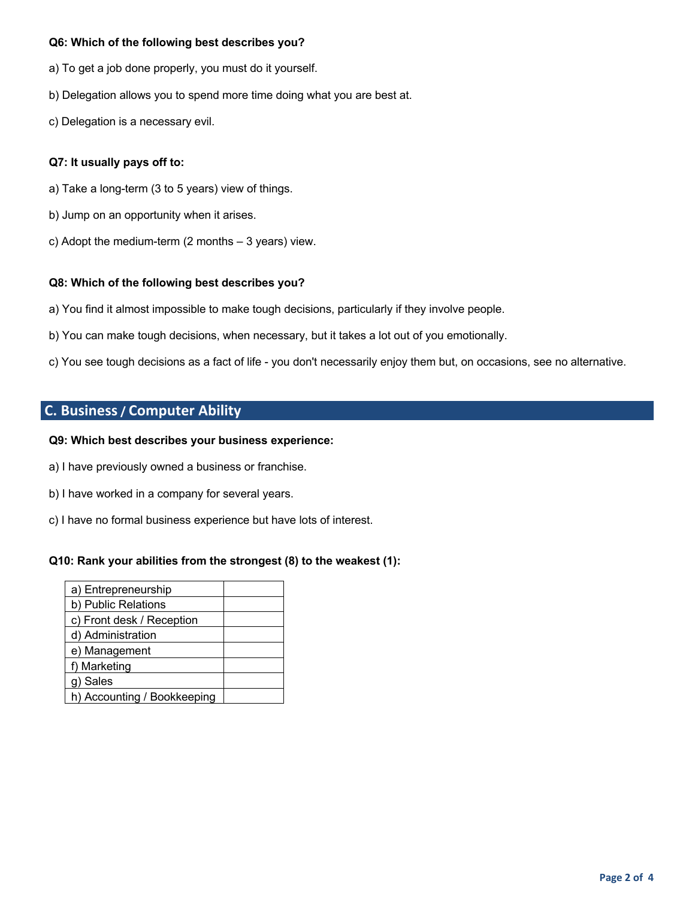**Q6: Which of the following best describes you?**

a) To get a job done properly, you must do it yourself.

b) Delegation allows you to spend more time doing what you are best at.

c) Delegation is a necessary evil.

**Q7: It usually pays off to:**

a) Take a long-term (3 to 5 years) view of things.

b) Jump on an opportunity when it arises.

c) Adopt the medium-term (2 months – 3 years) view.

**Q8: Which of the following best describes you?**

a) You find it almost impossible to make tough decisions, particularly if they involve people.

b) You can make tough decisions, when necessary, but it takes a lot out of you emotionally.

c) You see tough decisions as a fact of life - you don't necessarily enjoy them but, on occasions, see no alternative.

## C. Business / Computer Ability

**Q9: Which best describes your business experience:**

a) I have previously owned a business or franchise.

b) I have worked in a company for several years.

c) I have no formal business experience but have lots of interest.

**Q10: Rank your abilities from the strongest (8) to the weakest (1):**

| | |
|---|---|
| a) Entrepreneurship | |
| b) Public Relations | |
| c) Front desk / Reception | |
| d) Administration | |
| e) Management | |
| f) Marketing | |
| g) Sales | |
| h) Accounting / Bookkeeping | |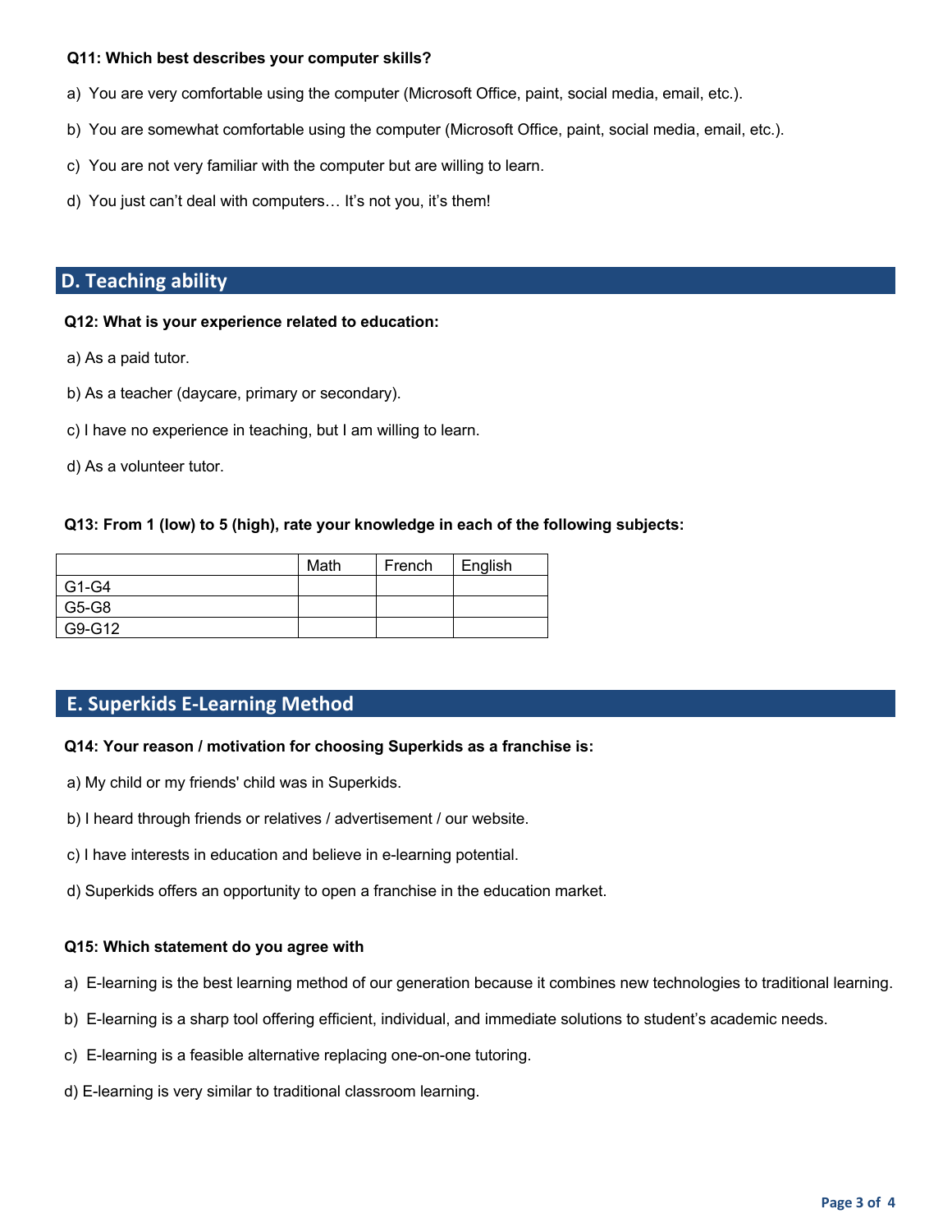**Q11: Which best describes your computer skills?**

a) You are very comfortable using the computer (Microsoft Office, paint, social media, email, etc.).

b) You are somewhat comfortable using the computer (Microsoft Office, paint, social media, email, etc.).

c) You are not very familiar with the computer but are willing to learn.

d) You just can't deal with computers… It's not you, it's them!

## D. Teaching ability

**Q12: What is your experience related to education:**

a) As a paid tutor.

b) As a teacher (daycare, primary or secondary).

c) I have no experience in teaching, but I am willing to learn.

d) As a volunteer tutor.

**Q13: From 1 (low) to 5 (high), rate your knowledge in each of the following subjects:**

| | Math | French | English |
|---|---|---|---|
| G1-G4 | | | |
| G5-G8 | | | |
| G9-G12 | | | |

## E. Superkids E-Learning Method

**Q14: Your reason / motivation for choosing Superkids as a franchise is:**

a) My child or my friends' child was in Superkids.

b) I heard through friends or relatives / advertisement / our website.

c) I have interests in education and believe in e-learning potential.

d) Superkids offers an opportunity to open a franchise in the education market.

**Q15: Which statement do you agree with**

a) E-learning is the best learning method of our generation because it combines new technologies to traditional learning.

b) E-learning is a sharp tool offering efficient, individual, and immediate solutions to student's academic needs.

c) E-learning is a feasible alternative replacing one-on-one tutoring.

d) E-learning is very similar to traditional classroom learning.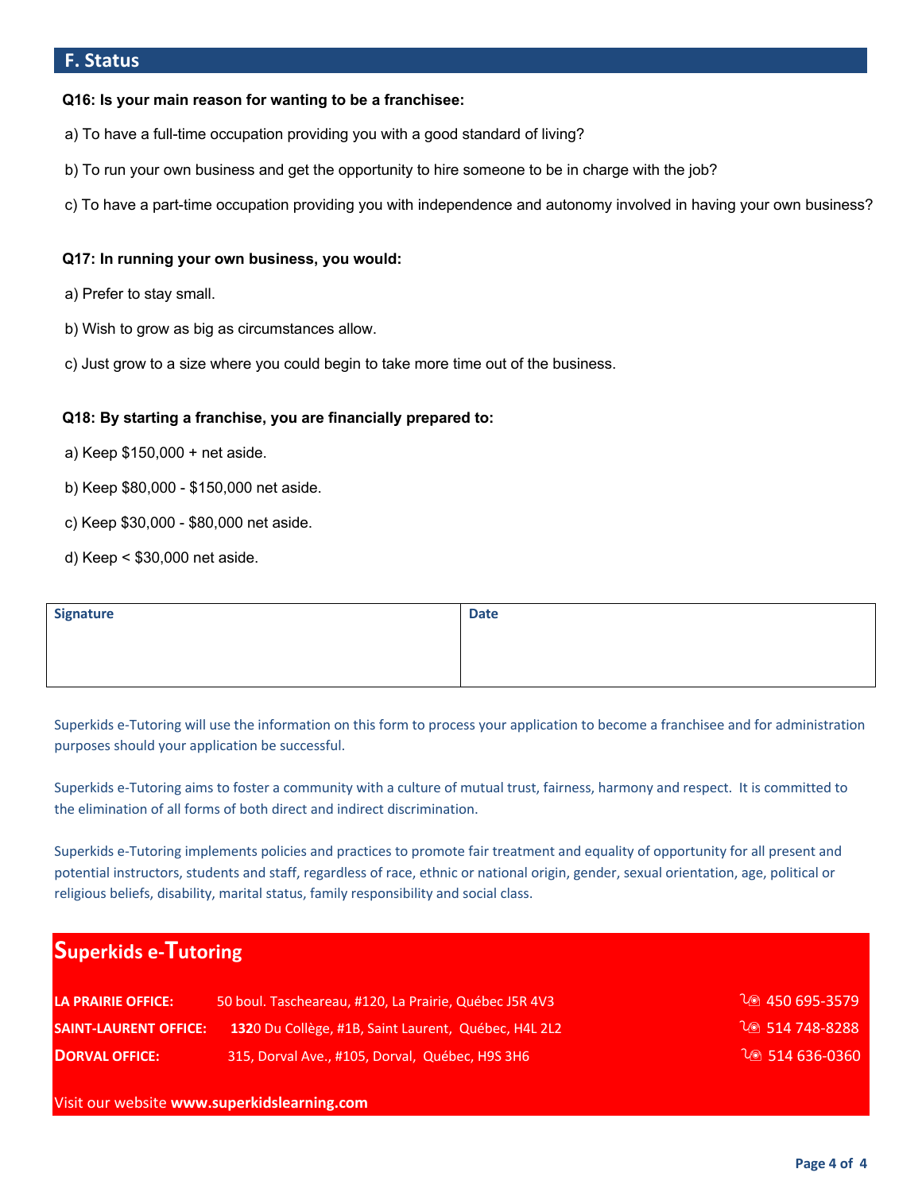## F. Status

**Q16: Is your main reason for wanting to be a franchisee:**

a) To have a full-time occupation providing you with a good standard of living?

b) To run your own business and get the opportunity to hire someone to be in charge with the job?

c) To have a part-time occupation providing you with independence and autonomy involved in having your own business?

**Q17: In running your own business, you would:**

a) Prefer to stay small.

b) Wish to grow as big as circumstances allow.

c) Just grow to a size where you could begin to take more time out of the business.

**Q18: By starting a franchise, you are financially prepared to:**

a) Keep $150,000 + net aside.

b) Keep $80,000 - $150,000 net aside.

c) Keep $30,000 - $80,000 net aside.

d) Keep < $30,000 net aside.

| Signature | Date |
|---|---|
| | |

Superkids e-Tutoring will use the information on this form to process your application to become a franchisee and for administration purposes should your application be successful.

Superkids e-Tutoring aims to foster a community with a culture of mutual trust, fairness, harmony and respect. It is committed to the elimination of all forms of both direct and indirect discrimination.

Superkids e-Tutoring implements policies and practices to promote fair treatment and equality of opportunity for all present and potential instructors, students and staff, regardless of race, ethnic or national origin, gender, sexual orientation, age, political or religious beliefs, disability, marital status, family responsibility and social class.

**Superkids e-Tutoring**

**LA PRAIRIE OFFICE:** 50 boul. Tascheareau, #120, La Prairie, Québec J5R 4V3 — 450 695-3579

**SAINT-LAURENT OFFICE:** 1320 Du Collège, #1B, Saint Laurent, Québec, H4L 2L2 — 514 748-8288

**DORVAL OFFICE:** 315, Dorval Ave., #105, Dorval, Québec, H9S 3H6 — 514 636-0360

Visit our website **www.superkidslearning.com**